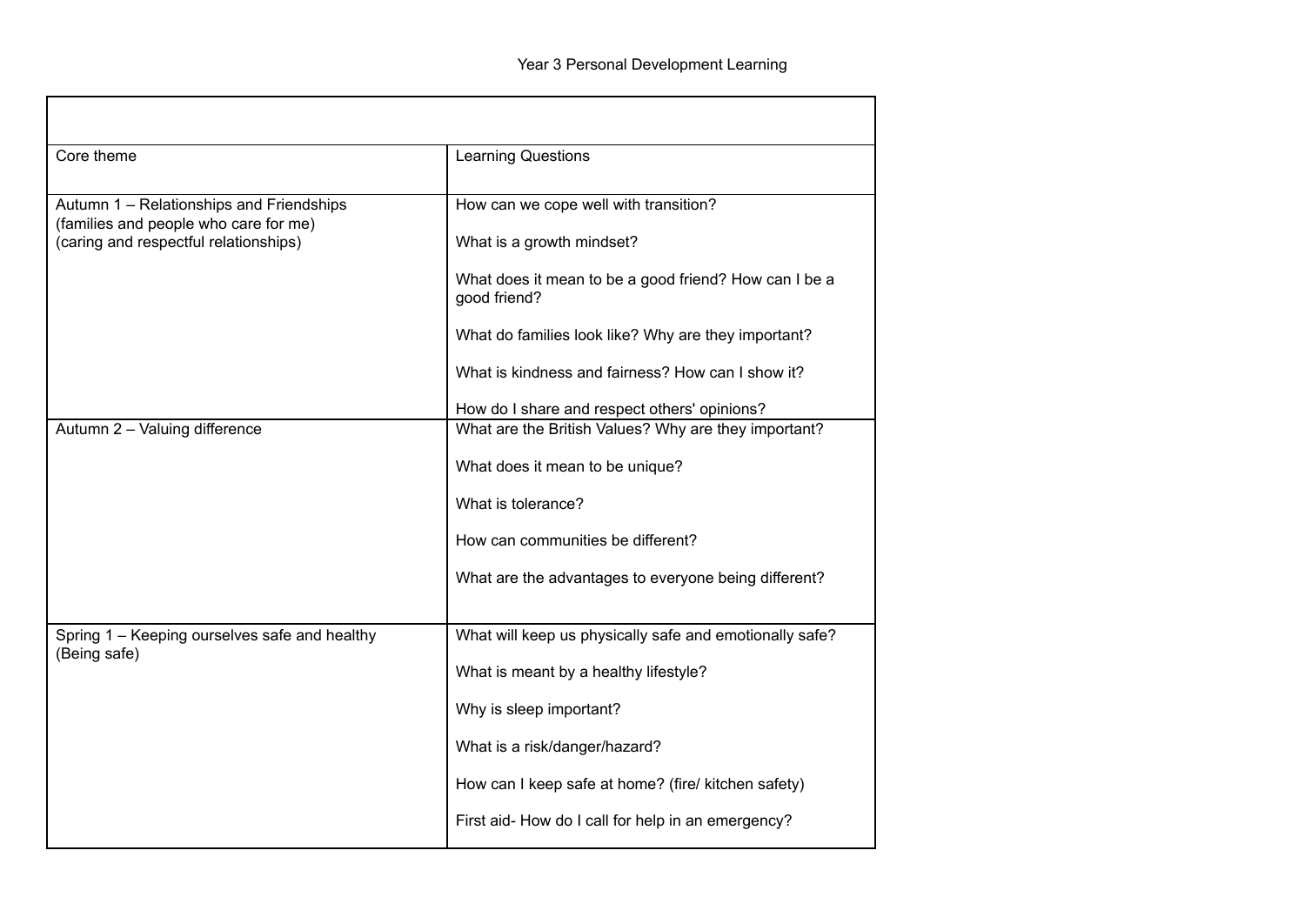Year 3 Personal Development Learning

| | |
|---|---|
| Core theme | Learning Questions |
| Autumn 1 – Relationships and Friendships<br>(families and people who care for me)<br>(caring and respectful relationships) | How can we cope well with transition?<br><br>What is a growth mindset?<br><br>What does it mean to be a good friend? How can I be a good friend?<br><br>What do families look like? Why are they important?<br><br>What is kindness and fairness? How can I show it?<br><br>How do I share and respect others' opinions? |
| Autumn 2 – Valuing difference | What are the British Values? Why are they important?<br><br>What does it mean to be unique?<br><br>What is tolerance?<br><br>How can communities be different?<br><br>What are the advantages to everyone being different? |
| Spring 1 – Keeping ourselves safe and healthy<br>(Being safe) | What will keep us physically safe and emotionally safe?<br><br>What is meant by a healthy lifestyle?<br><br>Why is sleep important?<br><br>What is a risk/danger/hazard?<br><br>How can I keep safe at home? (fire/ kitchen safety)<br><br>First aid- How do I call for help in an emergency? |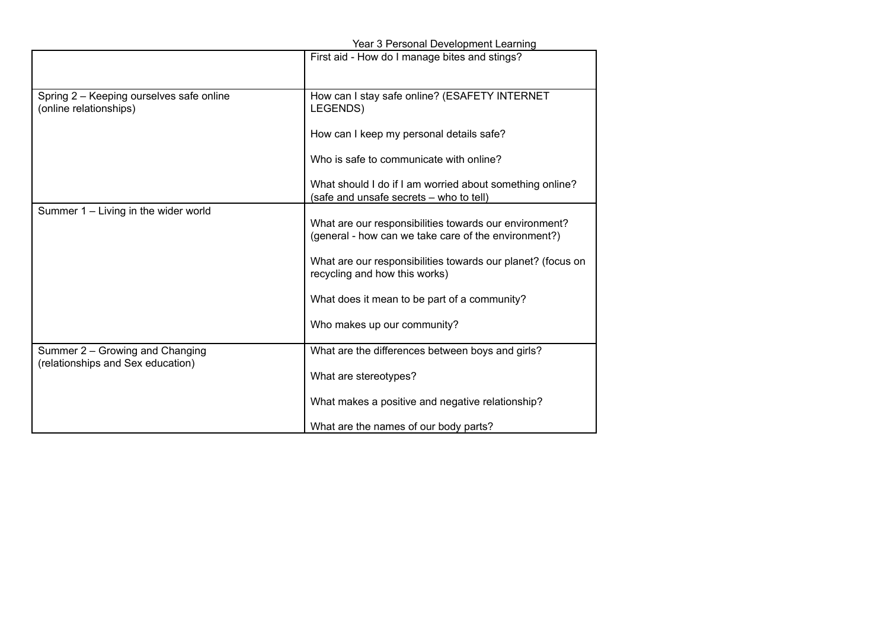Year 3 Personal Development Learning

| | |
|---|---|
| | First aid - How do I manage bites and stings? |
| Spring 2 – Keeping ourselves safe online (online relationships) | How can I stay safe online? (ESAFETY INTERNET LEGENDS)<br><br>How can I keep my personal details safe?<br><br>Who is safe to communicate with online?<br><br>What should I do if I am worried about something online? (safe and unsafe secrets – who to tell) |
| Summer 1 – Living in the wider world | What are our responsibilities towards our environment? (general - how can we take care of the environment?)<br><br>What are our responsibilities towards our planet? (focus on recycling and how this works)<br><br>What does it mean to be part of a community?<br><br>Who makes up our community? |
| Summer 2 – Growing and Changing (relationships and Sex education) | What are the differences between boys and girls?<br><br>What are stereotypes?<br><br>What makes a positive and negative relationship?<br><br>What are the names of our body parts? |